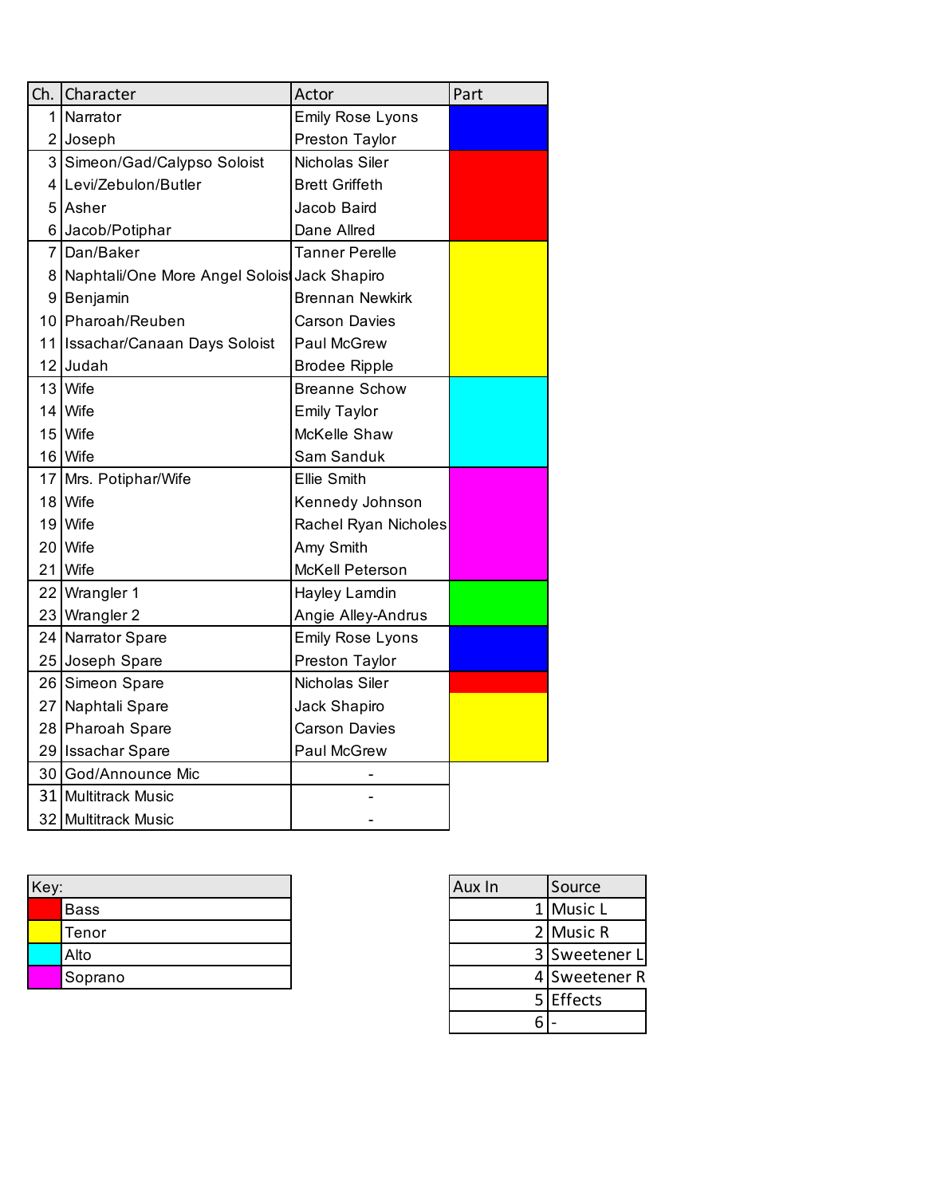| Ch. | Character | Actor | Part |
|---|---|---|---|
| 1 | Narrator | Emily Rose Lyons | |
| 2 | Joseph | Preston Taylor | |
| 3 | Simeon/Gad/Calypso Soloist | Nicholas Siler | |
| 4 | Levi/Zebulon/Butler | Brett Griffeth | |
| 5 | Asher | Jacob Baird | |
| 6 | Jacob/Potiphar | Dane Allred | |
| 7 | Dan/Baker | Tanner Perelle | |
| 8 | Naphtali/One More Angel Soloist | Jack Shapiro | |
| 9 | Benjamin | Brennan Newkirk | |
| 10 | Pharoah/Reuben | Carson Davies | |
| 11 | Issachar/Canaan Days Soloist | Paul McGrew | |
| 12 | Judah | Brodee Ripple | |
| 13 | Wife | Breanne Schow | |
| 14 | Wife | Emily Taylor | |
| 15 | Wife | McKelle Shaw | |
| 16 | Wife | Sam Sanduk | |
| 17 | Mrs. Potiphar/Wife | Ellie Smith | |
| 18 | Wife | Kennedy Johnson | |
| 19 | Wife | Rachel Ryan Nicholes | |
| 20 | Wife | Amy Smith | |
| 21 | Wife | McKell Peterson | |
| 22 | Wrangler 1 | Hayley Lamdin | |
| 23 | Wrangler 2 | Angie Alley-Andrus | |
| 24 | Narrator Spare | Emily Rose Lyons | |
| 25 | Joseph Spare | Preston Taylor | |
| 26 | Simeon Spare | Nicholas Siler | |
| 27 | Naphtali Spare | Jack Shapiro | |
| 28 | Pharoah Spare | Carson Davies | |
| 29 | Issachar Spare | Paul McGrew | |
| 30 | God/Announce Mic | - | |
| 31 | Multitrack Music | - | |
| 32 | Multitrack Music | - | |

| Key: | |
|---|---|
| | Bass |
| | Tenor |
| | Alto |
| | Soprano |

| Aux In | Source |
|---|---|
| 1 | Music L |
| 2 | Music R |
| 3 | Sweetener L |
| 4 | Sweetener R |
| 5 | Effects |
| 6 | - |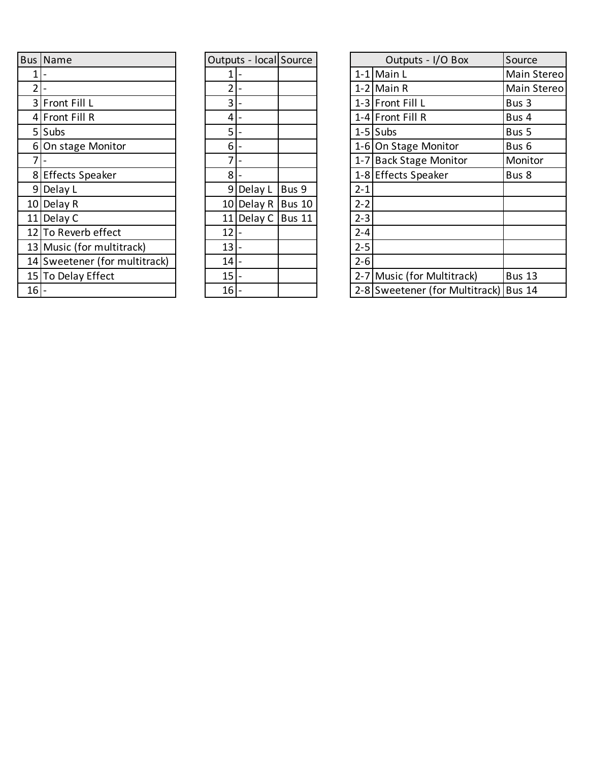| Bus | Name |
|---|---|
| 1 | - |
| 2 | - |
| 3 | Front Fill L |
| 4 | Front Fill R |
| 5 | Subs |
| 6 | On stage Monitor |
| 7 | - |
| 8 | Effects Speaker |
| 9 | Delay L |
| 10 | Delay R |
| 11 | Delay C |
| 12 | To Reverb effect |
| 13 | Music (for multitrack) |
| 14 | Sweetener (for multitrack) |
| 15 | To Delay Effect |
| 16 | - |

| Outputs - local | | Source |
|---|---|---|
| 1 | - | |
| 2 | - | |
| 3 | - | |
| 4 | - | |
| 5 | - | |
| 6 | - | |
| 7 | - | |
| 8 | - | |
| 9 | Delay L | Bus 9 |
| 10 | Delay R | Bus 10 |
| 11 | Delay C | Bus 11 |
| 12 | - | |
| 13 | - | |
| 14 | - | |
| 15 | - | |
| 16 | - | |

| Outputs - I/O Box | | Source |
|---|---|---|
| 1-1 | Main L | Main Stereo |
| 1-2 | Main R | Main Stereo |
| 1-3 | Front Fill L | Bus 3 |
| 1-4 | Front Fill R | Bus 4 |
| 1-5 | Subs | Bus 5 |
| 1-6 | On Stage Monitor | Bus 6 |
| 1-7 | Back Stage Monitor | Monitor |
| 1-8 | Effects Speaker | Bus 8 |
| 2-1 | | |
| 2-2 | | |
| 2-3 | | |
| 2-4 | | |
| 2-5 | | |
| 2-6 | | |
| 2-7 | Music (for Multitrack) | Bus 13 |
| 2-8 | Sweetener (for Multitrack) | Bus 14 |